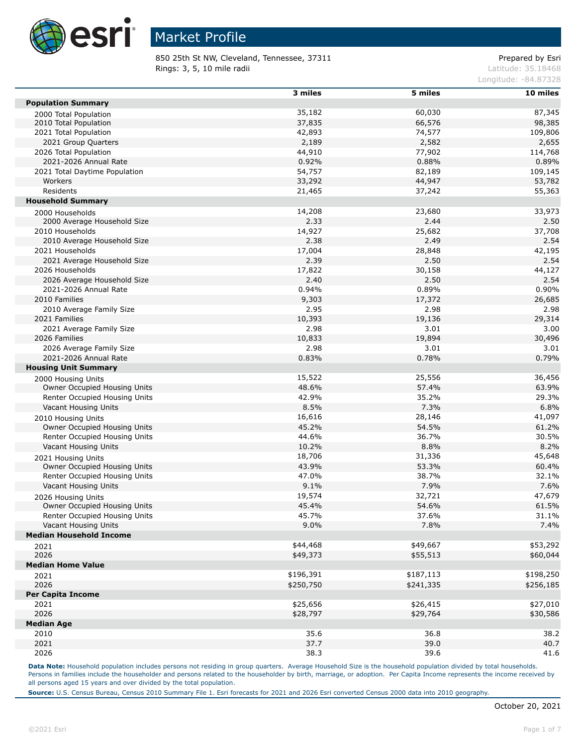# Market Profile

850 25th St NW, Cleveland, Tennessee, 37311 — Prepared by Esri
Rings: 3, 5, 10 mile radii — Latitude: 35.18468, Longitude: -84.87328

| | 3 miles | 5 miles | 10 miles |
|---|---|---|---|
| **Population Summary** | | | |
| 2000 Total Population | 35,182 | 60,030 | 87,345 |
| 2010 Total Population | 37,835 | 66,576 | 98,385 |
| 2021 Total Population | 42,893 | 74,577 | 109,806 |
| 2021 Group Quarters | 2,189 | 2,582 | 2,655 |
| 2026 Total Population | 44,910 | 77,902 | 114,768 |
| 2021-2026 Annual Rate | 0.92% | 0.88% | 0.89% |
| 2021 Total Daytime Population | 54,757 | 82,189 | 109,145 |
| Workers | 33,292 | 44,947 | 53,782 |
| Residents | 21,465 | 37,242 | 55,363 |
| **Household Summary** | | | |
| 2000 Households | 14,208 | 23,680 | 33,973 |
| 2000 Average Household Size | 2.33 | 2.44 | 2.50 |
| 2010 Households | 14,927 | 25,682 | 37,708 |
| 2010 Average Household Size | 2.38 | 2.49 | 2.54 |
| 2021 Households | 17,004 | 28,848 | 42,195 |
| 2021 Average Household Size | 2.39 | 2.50 | 2.54 |
| 2026 Households | 17,822 | 30,158 | 44,127 |
| 2026 Average Household Size | 2.40 | 2.50 | 2.54 |
| 2021-2026 Annual Rate | 0.94% | 0.89% | 0.90% |
| 2010 Families | 9,303 | 17,372 | 26,685 |
| 2010 Average Family Size | 2.95 | 2.98 | 2.98 |
| 2021 Families | 10,393 | 19,136 | 29,314 |
| 2021 Average Family Size | 2.98 | 3.01 | 3.00 |
| 2026 Families | 10,833 | 19,894 | 30,496 |
| 2026 Average Family Size | 2.98 | 3.01 | 3.01 |
| 2021-2026 Annual Rate | 0.83% | 0.78% | 0.79% |
| **Housing Unit Summary** | | | |
| 2000 Housing Units | 15,522 | 25,556 | 36,456 |
| Owner Occupied Housing Units | 48.6% | 57.4% | 63.9% |
| Renter Occupied Housing Units | 42.9% | 35.2% | 29.3% |
| Vacant Housing Units | 8.5% | 7.3% | 6.8% |
| 2010 Housing Units | 16,616 | 28,146 | 41,097 |
| Owner Occupied Housing Units | 45.2% | 54.5% | 61.2% |
| Renter Occupied Housing Units | 44.6% | 36.7% | 30.5% |
| Vacant Housing Units | 10.2% | 8.8% | 8.2% |
| 2021 Housing Units | 18,706 | 31,336 | 45,648 |
| Owner Occupied Housing Units | 43.9% | 53.3% | 60.4% |
| Renter Occupied Housing Units | 47.0% | 38.7% | 32.1% |
| Vacant Housing Units | 9.1% | 7.9% | 7.6% |
| 2026 Housing Units | 19,574 | 32,721 | 47,679 |
| Owner Occupied Housing Units | 45.4% | 54.6% | 61.5% |
| Renter Occupied Housing Units | 45.7% | 37.6% | 31.1% |
| Vacant Housing Units | 9.0% | 7.8% | 7.4% |
| **Median Household Income** | | | |
| 2021 | $44,468 | $49,667 | $53,292 |
| 2026 | $49,373 | $55,513 | $60,044 |
| **Median Home Value** | | | |
| 2021 | $196,391 | $187,113 | $198,250 |
| 2026 | $250,750 | $241,335 | $256,185 |
| **Per Capita Income** | | | |
| 2021 | $25,656 | $26,415 | $27,010 |
| 2026 | $28,797 | $29,764 | $30,586 |
| **Median Age** | | | |
| 2010 | 35.6 | 36.8 | 38.2 |
| 2021 | 37.7 | 39.0 | 40.7 |
| 2026 | 38.3 | 39.6 | 41.6 |

**Data Note:** Household population includes persons not residing in group quarters. Average Household Size is the household population divided by total households. Persons in families include the householder and persons related to the householder by birth, marriage, or adoption. Per Capita Income represents the income received by all persons aged 15 years and over divided by the total population.

**Source:** U.S. Census Bureau, Census 2010 Summary File 1. Esri forecasts for 2021 and 2026 Esri converted Census 2000 data into 2010 geography.

October 20, 2021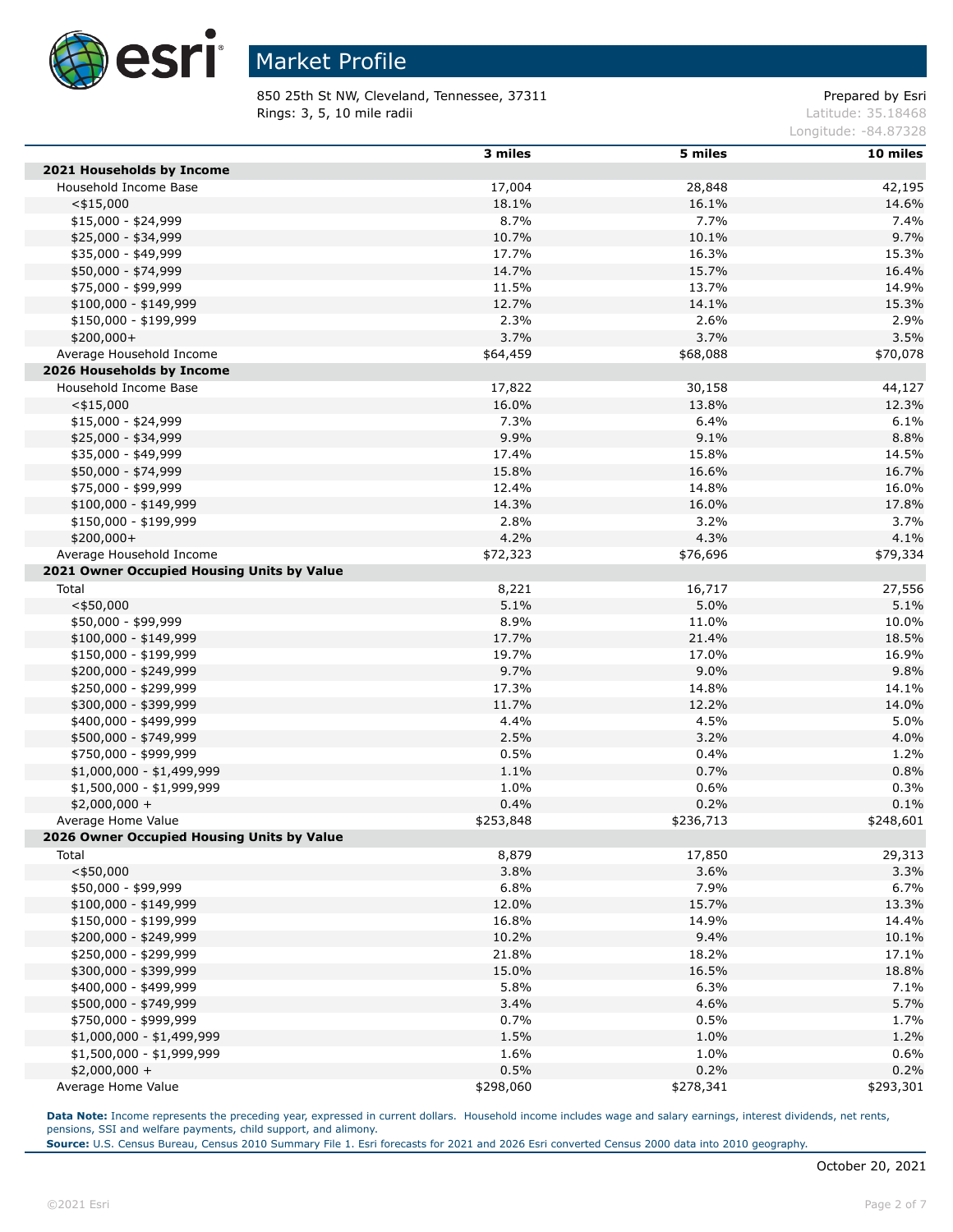# Market Profile

850 25th St NW, Cleveland, Tennessee, 37311
Rings: 3, 5, 10 mile radii

Prepared by Esri
Latitude: 35.18468
Longitude: -84.87328

| | 3 miles | 5 miles | 10 miles |
|---|---|---|---|
| **2021 Households by Income** | | | |
| Household Income Base | 17,004 | 28,848 | 42,195 |
| <$15,000 | 18.1% | 16.1% | 14.6% |
| $15,000 - $24,999 | 8.7% | 7.7% | 7.4% |
| $25,000 - $34,999 | 10.7% | 10.1% | 9.7% |
| $35,000 - $49,999 | 17.7% | 16.3% | 15.3% |
| $50,000 - $74,999 | 14.7% | 15.7% | 16.4% |
| $75,000 - $99,999 | 11.5% | 13.7% | 14.9% |
| $100,000 - $149,999 | 12.7% | 14.1% | 15.3% |
| $150,000 - $199,999 | 2.3% | 2.6% | 2.9% |
| $200,000+ | 3.7% | 3.7% | 3.5% |
| Average Household Income | $64,459 | $68,088 | $70,078 |
| **2026 Households by Income** | | | |
| Household Income Base | 17,822 | 30,158 | 44,127 |
| <$15,000 | 16.0% | 13.8% | 12.3% |
| $15,000 - $24,999 | 7.3% | 6.4% | 6.1% |
| $25,000 - $34,999 | 9.9% | 9.1% | 8.8% |
| $35,000 - $49,999 | 17.4% | 15.8% | 14.5% |
| $50,000 - $74,999 | 15.8% | 16.6% | 16.7% |
| $75,000 - $99,999 | 12.4% | 14.8% | 16.0% |
| $100,000 - $149,999 | 14.3% | 16.0% | 17.8% |
| $150,000 - $199,999 | 2.8% | 3.2% | 3.7% |
| $200,000+ | 4.2% | 4.3% | 4.1% |
| Average Household Income | $72,323 | $76,696 | $79,334 |
| **2021 Owner Occupied Housing Units by Value** | | | |
| Total | 8,221 | 16,717 | 27,556 |
| <$50,000 | 5.1% | 5.0% | 5.1% |
| $50,000 - $99,999 | 8.9% | 11.0% | 10.0% |
| $100,000 - $149,999 | 17.7% | 21.4% | 18.5% |
| $150,000 - $199,999 | 19.7% | 17.0% | 16.9% |
| $200,000 - $249,999 | 9.7% | 9.0% | 9.8% |
| $250,000 - $299,999 | 17.3% | 14.8% | 14.1% |
| $300,000 - $399,999 | 11.7% | 12.2% | 14.0% |
| $400,000 - $499,999 | 4.4% | 4.5% | 5.0% |
| $500,000 - $749,999 | 2.5% | 3.2% | 4.0% |
| $750,000 - $999,999 | 0.5% | 0.4% | 1.2% |
| $1,000,000 - $1,499,999 | 1.1% | 0.7% | 0.8% |
| $1,500,000 - $1,999,999 | 1.0% | 0.6% | 0.3% |
| $2,000,000 + | 0.4% | 0.2% | 0.1% |
| Average Home Value | $253,848 | $236,713 | $248,601 |
| **2026 Owner Occupied Housing Units by Value** | | | |
| Total | 8,879 | 17,850 | 29,313 |
| <$50,000 | 3.8% | 3.6% | 3.3% |
| $50,000 - $99,999 | 6.8% | 7.9% | 6.7% |
| $100,000 - $149,999 | 12.0% | 15.7% | 13.3% |
| $150,000 - $199,999 | 16.8% | 14.9% | 14.4% |
| $200,000 - $249,999 | 10.2% | 9.4% | 10.1% |
| $250,000 - $299,999 | 21.8% | 18.2% | 17.1% |
| $300,000 - $399,999 | 15.0% | 16.5% | 18.8% |
| $400,000 - $499,999 | 5.8% | 6.3% | 7.1% |
| $500,000 - $749,999 | 3.4% | 4.6% | 5.7% |
| $750,000 - $999,999 | 0.7% | 0.5% | 1.7% |
| $1,000,000 - $1,499,999 | 1.5% | 1.0% | 1.2% |
| $1,500,000 - $1,999,999 | 1.6% | 1.0% | 0.6% |
| $2,000,000 + | 0.5% | 0.2% | 0.2% |
| Average Home Value | $298,060 | $278,341 | $293,301 |

**Data Note:** Income represents the preceding year, expressed in current dollars. Household income includes wage and salary earnings, interest dividends, net rents, pensions, SSI and welfare payments, child support, and alimony.
**Source:** U.S. Census Bureau, Census 2010 Summary File 1. Esri forecasts for 2021 and 2026 Esri converted Census 2000 data into 2010 geography.

October 20, 2021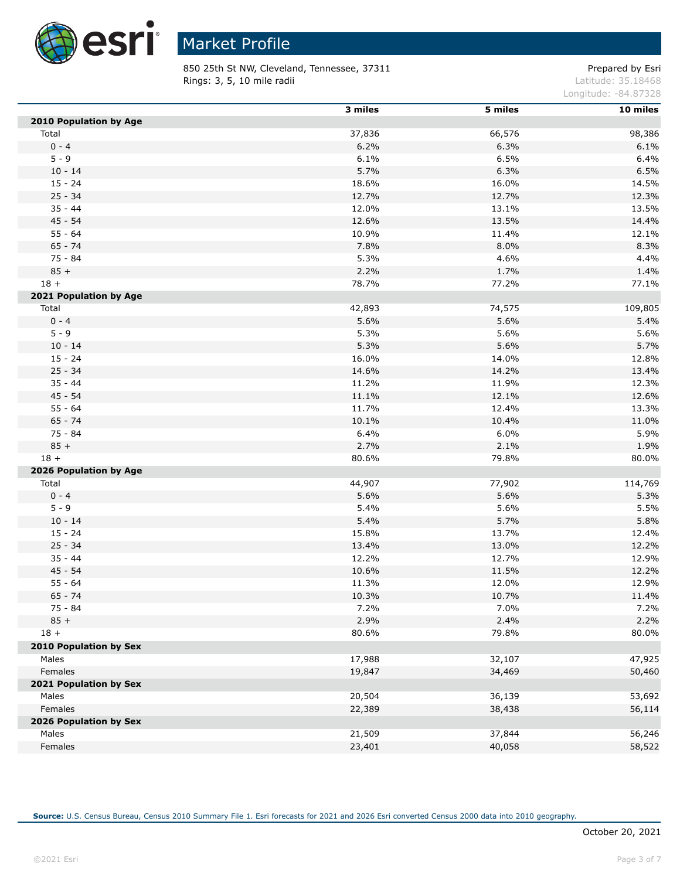# Market Profile

850 25th St NW, Cleveland, Tennessee, 37311
Rings: 3, 5, 10 mile radii

Prepared by Esri
Latitude: 35.18468
Longitude: -84.87328

| | 3 miles | 5 miles | 10 miles |
|---|---|---|---|
| **2010 Population by Age** | | | |
| Total | 37,836 | 66,576 | 98,386 |
| 0 - 4 | 6.2% | 6.3% | 6.1% |
| 5 - 9 | 6.1% | 6.5% | 6.4% |
| 10 - 14 | 5.7% | 6.3% | 6.5% |
| 15 - 24 | 18.6% | 16.0% | 14.5% |
| 25 - 34 | 12.7% | 12.7% | 12.3% |
| 35 - 44 | 12.0% | 13.1% | 13.5% |
| 45 - 54 | 12.6% | 13.5% | 14.4% |
| 55 - 64 | 10.9% | 11.4% | 12.1% |
| 65 - 74 | 7.8% | 8.0% | 8.3% |
| 75 - 84 | 5.3% | 4.6% | 4.4% |
| 85 + | 2.2% | 1.7% | 1.4% |
| 18 + | 78.7% | 77.2% | 77.1% |
| **2021 Population by Age** | | | |
| Total | 42,893 | 74,575 | 109,805 |
| 0 - 4 | 5.6% | 5.6% | 5.4% |
| 5 - 9 | 5.3% | 5.6% | 5.6% |
| 10 - 14 | 5.3% | 5.6% | 5.7% |
| 15 - 24 | 16.0% | 14.0% | 12.8% |
| 25 - 34 | 14.6% | 14.2% | 13.4% |
| 35 - 44 | 11.2% | 11.9% | 12.3% |
| 45 - 54 | 11.1% | 12.1% | 12.6% |
| 55 - 64 | 11.7% | 12.4% | 13.3% |
| 65 - 74 | 10.1% | 10.4% | 11.0% |
| 75 - 84 | 6.4% | 6.0% | 5.9% |
| 85 + | 2.7% | 2.1% | 1.9% |
| 18 + | 80.6% | 79.8% | 80.0% |
| **2026 Population by Age** | | | |
| Total | 44,907 | 77,902 | 114,769 |
| 0 - 4 | 5.6% | 5.6% | 5.3% |
| 5 - 9 | 5.4% | 5.6% | 5.5% |
| 10 - 14 | 5.4% | 5.7% | 5.8% |
| 15 - 24 | 15.8% | 13.7% | 12.4% |
| 25 - 34 | 13.4% | 13.0% | 12.2% |
| 35 - 44 | 12.2% | 12.7% | 12.9% |
| 45 - 54 | 10.6% | 11.5% | 12.2% |
| 55 - 64 | 11.3% | 12.0% | 12.9% |
| 65 - 74 | 10.3% | 10.7% | 11.4% |
| 75 - 84 | 7.2% | 7.0% | 7.2% |
| 85 + | 2.9% | 2.4% | 2.2% |
| 18 + | 80.6% | 79.8% | 80.0% |
| **2010 Population by Sex** | | | |
| Males | 17,988 | 32,107 | 47,925 |
| Females | 19,847 | 34,469 | 50,460 |
| **2021 Population by Sex** | | | |
| Males | 20,504 | 36,139 | 53,692 |
| Females | 22,389 | 38,438 | 56,114 |
| **2026 Population by Sex** | | | |
| Males | 21,509 | 37,844 | 56,246 |
| Females | 23,401 | 40,058 | 58,522 |

**Source:** U.S. Census Bureau, Census 2010 Summary File 1. Esri forecasts for 2021 and 2026 Esri converted Census 2000 data into 2010 geography.

October 20, 2021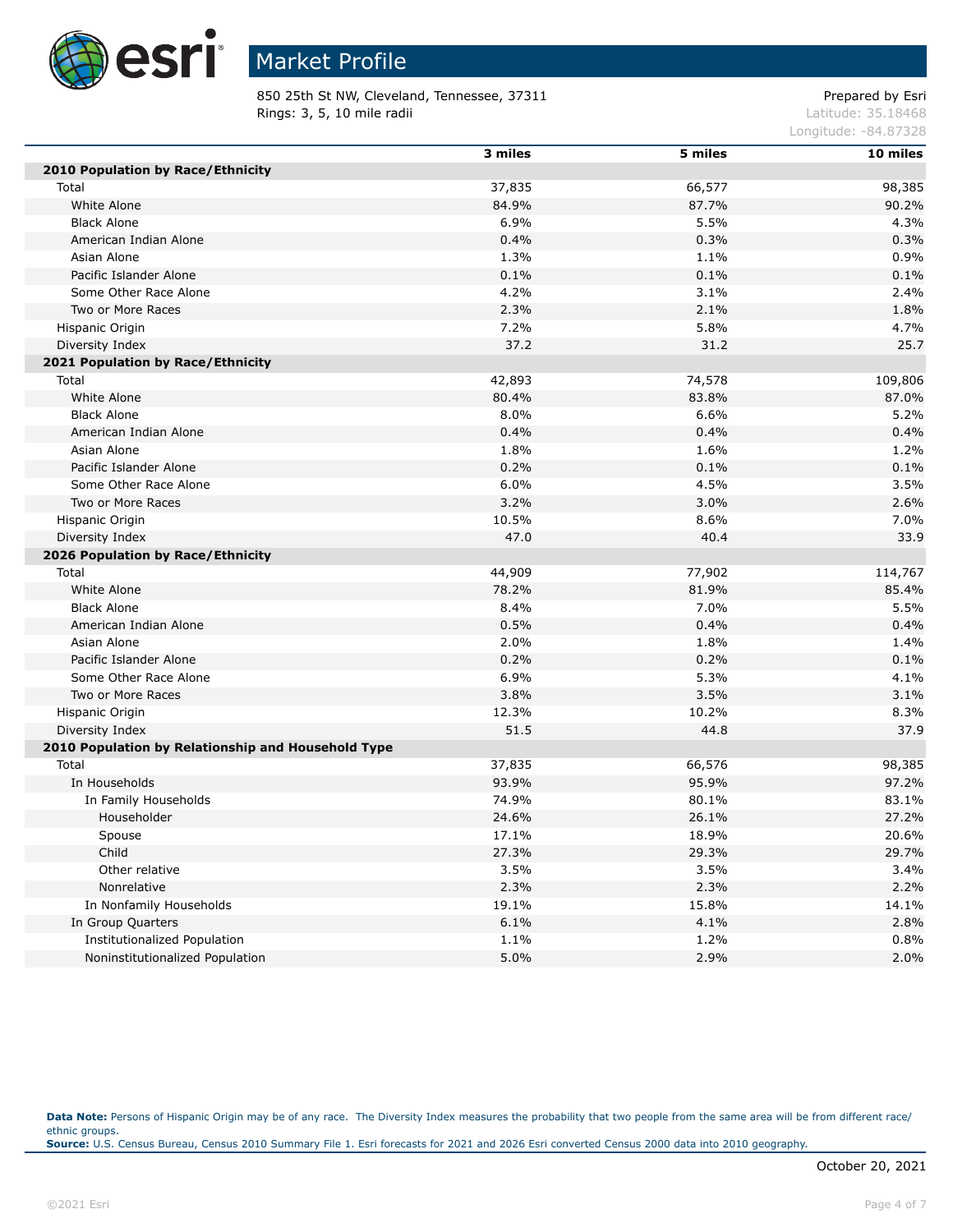# Market Profile

850 25th St NW, Cleveland, Tennessee, 37311
Rings: 3, 5, 10 mile radii

Prepared by Esri
Latitude: 35.18468
Longitude: -84.87328

| | 3 miles | 5 miles | 10 miles |
|---|---|---|---|
| **2010 Population by Race/Ethnicity** | | | |
| Total | 37,835 | 66,577 | 98,385 |
| White Alone | 84.9% | 87.7% | 90.2% |
| Black Alone | 6.9% | 5.5% | 4.3% |
| American Indian Alone | 0.4% | 0.3% | 0.3% |
| Asian Alone | 1.3% | 1.1% | 0.9% |
| Pacific Islander Alone | 0.1% | 0.1% | 0.1% |
| Some Other Race Alone | 4.2% | 3.1% | 2.4% |
| Two or More Races | 2.3% | 2.1% | 1.8% |
| Hispanic Origin | 7.2% | 5.8% | 4.7% |
| Diversity Index | 37.2 | 31.2 | 25.7 |
| **2021 Population by Race/Ethnicity** | | | |
| Total | 42,893 | 74,578 | 109,806 |
| White Alone | 80.4% | 83.8% | 87.0% |
| Black Alone | 8.0% | 6.6% | 5.2% |
| American Indian Alone | 0.4% | 0.4% | 0.4% |
| Asian Alone | 1.8% | 1.6% | 1.2% |
| Pacific Islander Alone | 0.2% | 0.1% | 0.1% |
| Some Other Race Alone | 6.0% | 4.5% | 3.5% |
| Two or More Races | 3.2% | 3.0% | 2.6% |
| Hispanic Origin | 10.5% | 8.6% | 7.0% |
| Diversity Index | 47.0 | 40.4 | 33.9 |
| **2026 Population by Race/Ethnicity** | | | |
| Total | 44,909 | 77,902 | 114,767 |
| White Alone | 78.2% | 81.9% | 85.4% |
| Black Alone | 8.4% | 7.0% | 5.5% |
| American Indian Alone | 0.5% | 0.4% | 0.4% |
| Asian Alone | 2.0% | 1.8% | 1.4% |
| Pacific Islander Alone | 0.2% | 0.2% | 0.1% |
| Some Other Race Alone | 6.9% | 5.3% | 4.1% |
| Two or More Races | 3.8% | 3.5% | 3.1% |
| Hispanic Origin | 12.3% | 10.2% | 8.3% |
| Diversity Index | 51.5 | 44.8 | 37.9 |
| **2010 Population by Relationship and Household Type** | | | |
| Total | 37,835 | 66,576 | 98,385 |
| In Households | 93.9% | 95.9% | 97.2% |
| In Family Households | 74.9% | 80.1% | 83.1% |
| Householder | 24.6% | 26.1% | 27.2% |
| Spouse | 17.1% | 18.9% | 20.6% |
| Child | 27.3% | 29.3% | 29.7% |
| Other relative | 3.5% | 3.5% | 3.4% |
| Nonrelative | 2.3% | 2.3% | 2.2% |
| In Nonfamily Households | 19.1% | 15.8% | 14.1% |
| In Group Quarters | 6.1% | 4.1% | 2.8% |
| Institutionalized Population | 1.1% | 1.2% | 0.8% |
| Noninstitutionalized Population | 5.0% | 2.9% | 2.0% |

**Data Note:** Persons of Hispanic Origin may be of any race. The Diversity Index measures the probability that two people from the same area will be from different race/ethnic groups.
**Source:** U.S. Census Bureau, Census 2010 Summary File 1. Esri forecasts for 2021 and 2026 Esri converted Census 2000 data into 2010 geography.

October 20, 2021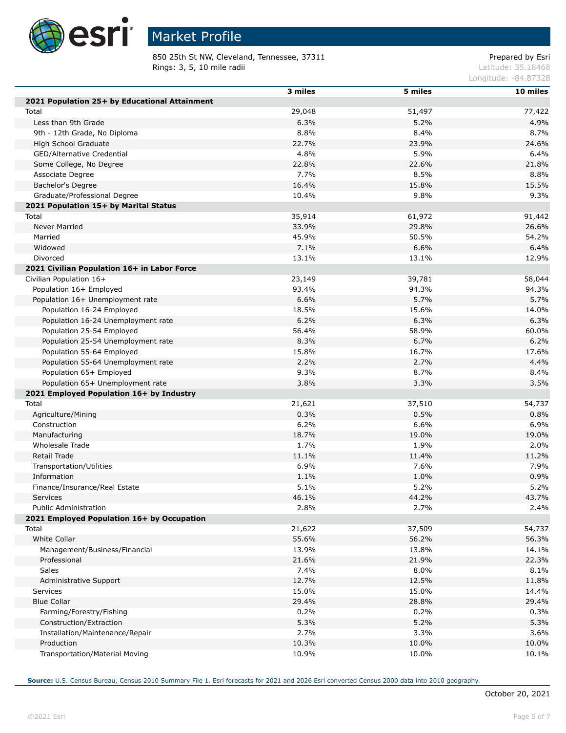# Market Profile

850 25th St NW, Cleveland, Tennessee, 37311
Rings: 3, 5, 10 mile radii

Prepared by Esri
Latitude: 35.18468
Longitude: -84.87328

| | 3 miles | 5 miles | 10 miles |
|---|---|---|---|
| **2021 Population 25+ by Educational Attainment** | | | |
| Total | 29,048 | 51,497 | 77,422 |
| Less than 9th Grade | 6.3% | 5.2% | 4.9% |
| 9th - 12th Grade, No Diploma | 8.8% | 8.4% | 8.7% |
| High School Graduate | 22.7% | 23.9% | 24.6% |
| GED/Alternative Credential | 4.8% | 5.9% | 6.4% |
| Some College, No Degree | 22.8% | 22.6% | 21.8% |
| Associate Degree | 7.7% | 8.5% | 8.8% |
| Bachelor's Degree | 16.4% | 15.8% | 15.5% |
| Graduate/Professional Degree | 10.4% | 9.8% | 9.3% |
| **2021 Population 15+ by Marital Status** | | | |
| Total | 35,914 | 61,972 | 91,442 |
| Never Married | 33.9% | 29.8% | 26.6% |
| Married | 45.9% | 50.5% | 54.2% |
| Widowed | 7.1% | 6.6% | 6.4% |
| Divorced | 13.1% | 13.1% | 12.9% |
| **2021 Civilian Population 16+ in Labor Force** | | | |
| Civilian Population 16+ | 23,149 | 39,781 | 58,044 |
| Population 16+ Employed | 93.4% | 94.3% | 94.3% |
| Population 16+ Unemployment rate | 6.6% | 5.7% | 5.7% |
| Population 16-24 Employed | 18.5% | 15.6% | 14.0% |
| Population 16-24 Unemployment rate | 6.2% | 6.3% | 6.3% |
| Population 25-54 Employed | 56.4% | 58.9% | 60.0% |
| Population 25-54 Unemployment rate | 8.3% | 6.7% | 6.2% |
| Population 55-64 Employed | 15.8% | 16.7% | 17.6% |
| Population 55-64 Unemployment rate | 2.2% | 2.7% | 4.4% |
| Population 65+ Employed | 9.3% | 8.7% | 8.4% |
| Population 65+ Unemployment rate | 3.8% | 3.3% | 3.5% |
| **2021 Employed Population 16+ by Industry** | | | |
| Total | 21,621 | 37,510 | 54,737 |
| Agriculture/Mining | 0.3% | 0.5% | 0.8% |
| Construction | 6.2% | 6.6% | 6.9% |
| Manufacturing | 18.7% | 19.0% | 19.0% |
| Wholesale Trade | 1.7% | 1.9% | 2.0% |
| Retail Trade | 11.1% | 11.4% | 11.2% |
| Transportation/Utilities | 6.9% | 7.6% | 7.9% |
| Information | 1.1% | 1.0% | 0.9% |
| Finance/Insurance/Real Estate | 5.1% | 5.2% | 5.2% |
| Services | 46.1% | 44.2% | 43.7% |
| Public Administration | 2.8% | 2.7% | 2.4% |
| **2021 Employed Population 16+ by Occupation** | | | |
| Total | 21,622 | 37,509 | 54,737 |
| White Collar | 55.6% | 56.2% | 56.3% |
| Management/Business/Financial | 13.9% | 13.8% | 14.1% |
| Professional | 21.6% | 21.9% | 22.3% |
| Sales | 7.4% | 8.0% | 8.1% |
| Administrative Support | 12.7% | 12.5% | 11.8% |
| Services | 15.0% | 15.0% | 14.4% |
| Blue Collar | 29.4% | 28.8% | 29.4% |
| Farming/Forestry/Fishing | 0.2% | 0.2% | 0.3% |
| Construction/Extraction | 5.3% | 5.2% | 5.3% |
| Installation/Maintenance/Repair | 2.7% | 3.3% | 3.6% |
| Production | 10.3% | 10.0% | 10.0% |
| Transportation/Material Moving | 10.9% | 10.0% | 10.1% |

**Source:** U.S. Census Bureau, Census 2010 Summary File 1. Esri forecasts for 2021 and 2026 Esri converted Census 2000 data into 2010 geography.

October 20, 2021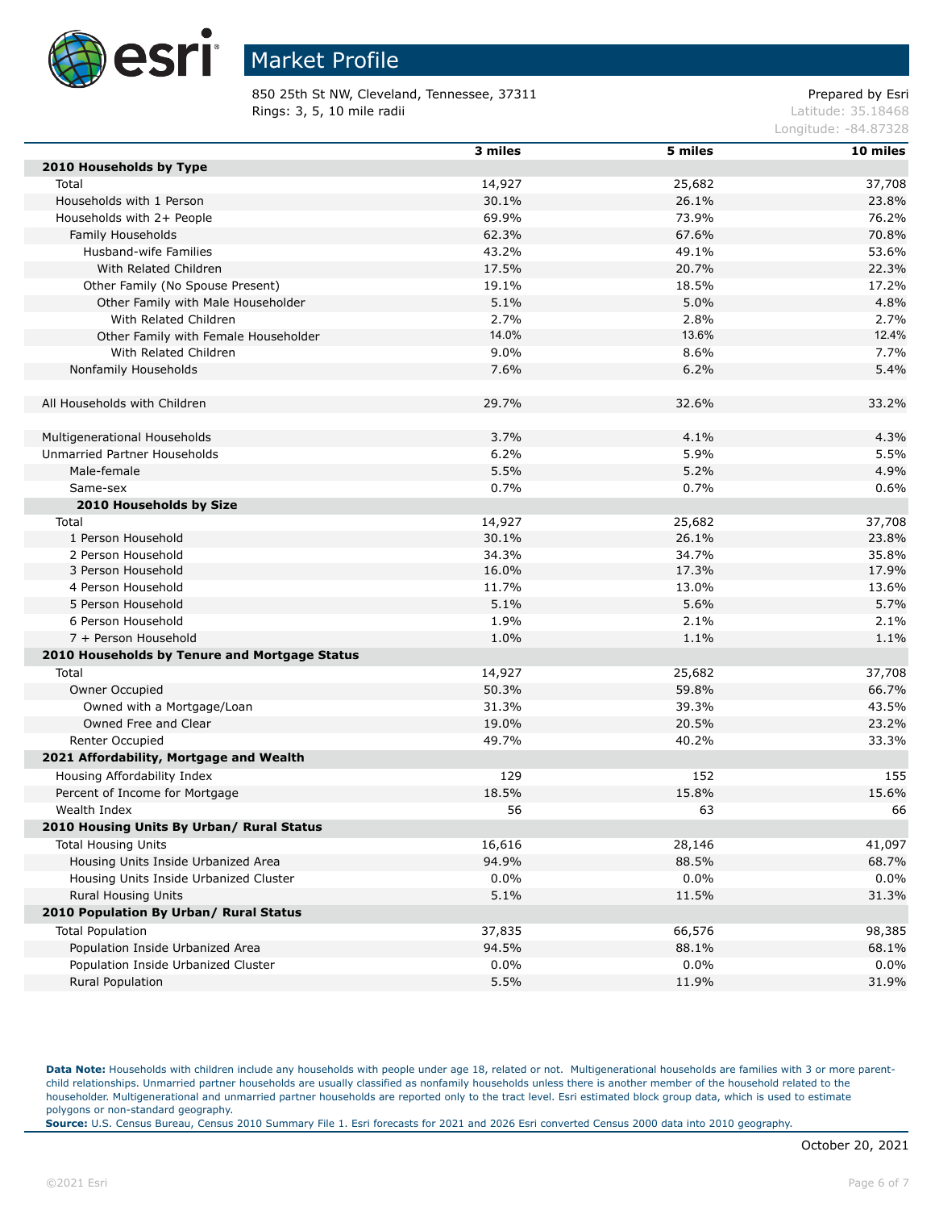# Market Profile

850 25th St NW, Cleveland, Tennessee, 37311
Rings: 3, 5, 10 mile radii

Prepared by Esri
Latitude: 35.18468
Longitude: -84.87328

| | 3 miles | 5 miles | 10 miles |
|---|---|---|---|
| **2010 Households by Type** | | | |
| Total | 14,927 | 25,682 | 37,708 |
| Households with 1 Person | 30.1% | 26.1% | 23.8% |
| Households with 2+ People | 69.9% | 73.9% | 76.2% |
| Family Households | 62.3% | 67.6% | 70.8% |
| Husband-wife Families | 43.2% | 49.1% | 53.6% |
| With Related Children | 17.5% | 20.7% | 22.3% |
| Other Family (No Spouse Present) | 19.1% | 18.5% | 17.2% |
| Other Family with Male Householder | 5.1% | 5.0% | 4.8% |
| With Related Children | 2.7% | 2.8% | 2.7% |
| Other Family with Female Householder | 14.0% | 13.6% | 12.4% |
| With Related Children | 9.0% | 8.6% | 7.7% |
| Nonfamily Households | 7.6% | 6.2% | 5.4% |
| | | | |
| All Households with Children | 29.7% | 32.6% | 33.2% |
| | | | |
| Multigenerational Households | 3.7% | 4.1% | 4.3% |
| Unmarried Partner Households | 6.2% | 5.9% | 5.5% |
| Male-female | 5.5% | 5.2% | 4.9% |
| Same-sex | 0.7% | 0.7% | 0.6% |
| **2010 Households by Size** | | | |
| Total | 14,927 | 25,682 | 37,708 |
| 1 Person Household | 30.1% | 26.1% | 23.8% |
| 2 Person Household | 34.3% | 34.7% | 35.8% |
| 3 Person Household | 16.0% | 17.3% | 17.9% |
| 4 Person Household | 11.7% | 13.0% | 13.6% |
| 5 Person Household | 5.1% | 5.6% | 5.7% |
| 6 Person Household | 1.9% | 2.1% | 2.1% |
| 7 + Person Household | 1.0% | 1.1% | 1.1% |
| **2010 Households by Tenure and Mortgage Status** | | | |
| Total | 14,927 | 25,682 | 37,708 |
| Owner Occupied | 50.3% | 59.8% | 66.7% |
| Owned with a Mortgage/Loan | 31.3% | 39.3% | 43.5% |
| Owned Free and Clear | 19.0% | 20.5% | 23.2% |
| Renter Occupied | 49.7% | 40.2% | 33.3% |
| **2021 Affordability, Mortgage and Wealth** | | | |
| Housing Affordability Index | 129 | 152 | 155 |
| Percent of Income for Mortgage | 18.5% | 15.8% | 15.6% |
| Wealth Index | 56 | 63 | 66 |
| **2010 Housing Units By Urban/ Rural Status** | | | |
| Total Housing Units | 16,616 | 28,146 | 41,097 |
| Housing Units Inside Urbanized Area | 94.9% | 88.5% | 68.7% |
| Housing Units Inside Urbanized Cluster | 0.0% | 0.0% | 0.0% |
| Rural Housing Units | 5.1% | 11.5% | 31.3% |
| **2010 Population By Urban/ Rural Status** | | | |
| Total Population | 37,835 | 66,576 | 98,385 |
| Population Inside Urbanized Area | 94.5% | 88.1% | 68.1% |
| Population Inside Urbanized Cluster | 0.0% | 0.0% | 0.0% |
| Rural Population | 5.5% | 11.9% | 31.9% |

**Data Note:** Households with children include any households with people under age 18, related or not. Multigenerational households are families with 3 or more parent-child relationships. Unmarried partner households are usually classified as nonfamily households unless there is another member of the household related to the householder. Multigenerational and unmarried partner households are reported only to the tract level. Esri estimated block group data, which is used to estimate polygons or non-standard geography.
**Source:** U.S. Census Bureau, Census 2010 Summary File 1. Esri forecasts for 2021 and 2026 Esri converted Census 2000 data into 2010 geography.

October 20, 2021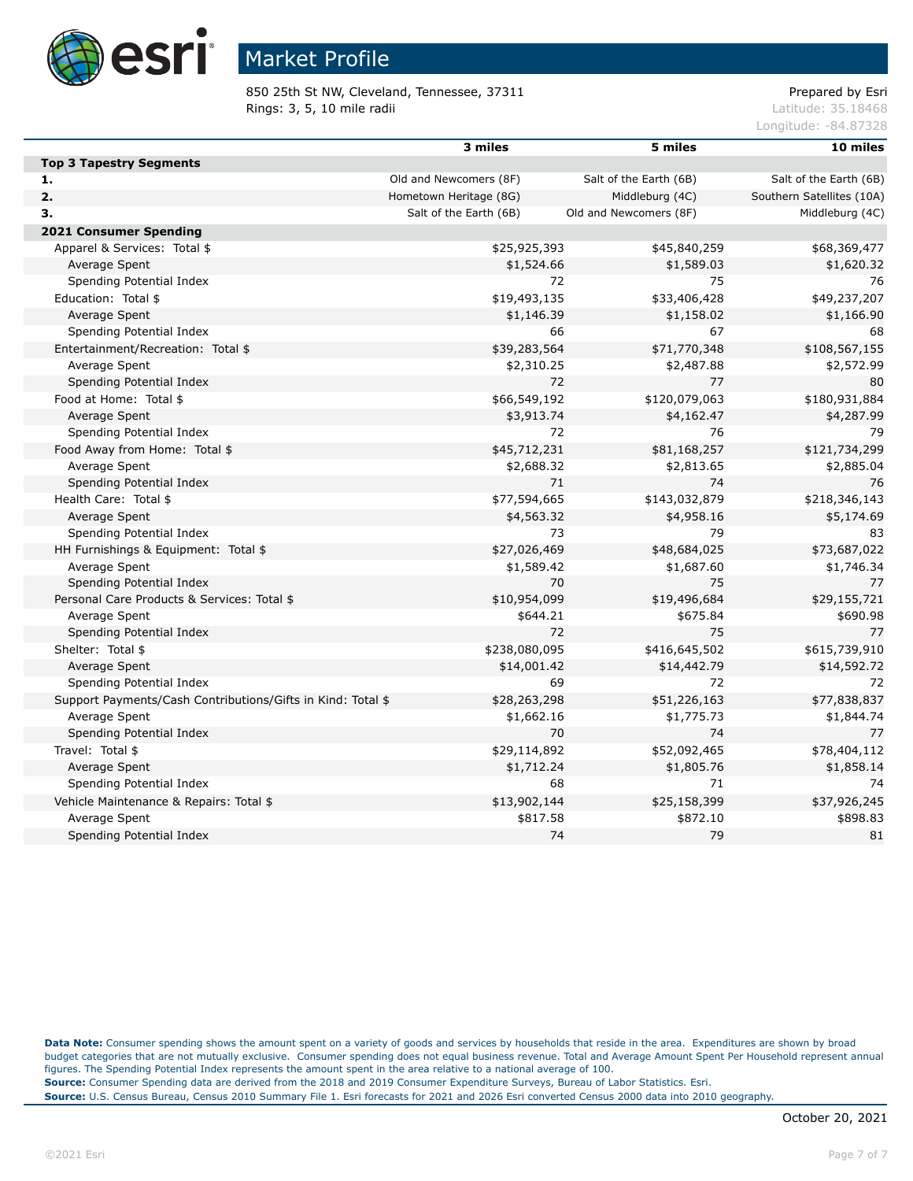# Market Profile

850 25th St NW, Cleveland, Tennessee, 37311
Rings: 3, 5, 10 mile radii

Prepared by Esri
Latitude: 35.18468
Longitude: -84.87328

| | 3 miles | 5 miles | 10 miles |
|---|---|---|---|
| **Top 3 Tapestry Segments** | | | |
| **1.** | Old and Newcomers (8F) | Salt of the Earth (6B) | Salt of the Earth (6B) |
| **2.** | Hometown Heritage (8G) | Middleburg (4C) | Southern Satellites (10A) |
| **3.** | Salt of the Earth (6B) | Old and Newcomers (8F) | Middleburg (4C) |
| **2021 Consumer Spending** | | | |
| Apparel & Services: Total $ | $25,925,393 | $45,840,259 | $68,369,477 |
| Average Spent | $1,524.66 | $1,589.03 | $1,620.32 |
| Spending Potential Index | 72 | 75 | 76 |
| Education: Total $ | $19,493,135 | $33,406,428 | $49,237,207 |
| Average Spent | $1,146.39 | $1,158.02 | $1,166.90 |
| Spending Potential Index | 66 | 67 | 68 |
| Entertainment/Recreation: Total $ | $39,283,564 | $71,770,348 | $108,567,155 |
| Average Spent | $2,310.25 | $2,487.88 | $2,572.99 |
| Spending Potential Index | 72 | 77 | 80 |
| Food at Home: Total $ | $66,549,192 | $120,079,063 | $180,931,884 |
| Average Spent | $3,913.74 | $4,162.47 | $4,287.99 |
| Spending Potential Index | 72 | 76 | 79 |
| Food Away from Home: Total $ | $45,712,231 | $81,168,257 | $121,734,299 |
| Average Spent | $2,688.32 | $2,813.65 | $2,885.04 |
| Spending Potential Index | 71 | 74 | 76 |
| Health Care: Total $ | $77,594,665 | $143,032,879 | $218,346,143 |
| Average Spent | $4,563.32 | $4,958.16 | $5,174.69 |
| Spending Potential Index | 73 | 79 | 83 |
| HH Furnishings & Equipment: Total $ | $27,026,469 | $48,684,025 | $73,687,022 |
| Average Spent | $1,589.42 | $1,687.60 | $1,746.34 |
| Spending Potential Index | 70 | 75 | 77 |
| Personal Care Products & Services: Total $ | $10,954,099 | $19,496,684 | $29,155,721 |
| Average Spent | $644.21 | $675.84 | $690.98 |
| Spending Potential Index | 72 | 75 | 77 |
| Shelter: Total $ | $238,080,095 | $416,645,502 | $615,739,910 |
| Average Spent | $14,001.42 | $14,442.79 | $14,592.72 |
| Spending Potential Index | 69 | 72 | 72 |
| Support Payments/Cash Contributions/Gifts in Kind: Total $ | $28,263,298 | $51,226,163 | $77,838,837 |
| Average Spent | $1,662.16 | $1,775.73 | $1,844.74 |
| Spending Potential Index | 70 | 74 | 77 |
| Travel: Total $ | $29,114,892 | $52,092,465 | $78,404,112 |
| Average Spent | $1,712.24 | $1,805.76 | $1,858.14 |
| Spending Potential Index | 68 | 71 | 74 |
| Vehicle Maintenance & Repairs: Total $ | $13,902,144 | $25,158,399 | $37,926,245 |
| Average Spent | $817.58 | $872.10 | $898.83 |
| Spending Potential Index | 74 | 79 | 81 |

**Data Note:** Consumer spending shows the amount spent on a variety of goods and services by households that reside in the area. Expenditures are shown by broad budget categories that are not mutually exclusive. Consumer spending does not equal business revenue. Total and Average Amount Spent Per Household represent annual figures. The Spending Potential Index represents the amount spent in the area relative to a national average of 100.
**Source:** Consumer Spending data are derived from the 2018 and 2019 Consumer Expenditure Surveys, Bureau of Labor Statistics. Esri.
**Source:** U.S. Census Bureau, Census 2010 Summary File 1. Esri forecasts for 2021 and 2026 Esri converted Census 2000 data into 2010 geography.

October 20, 2021